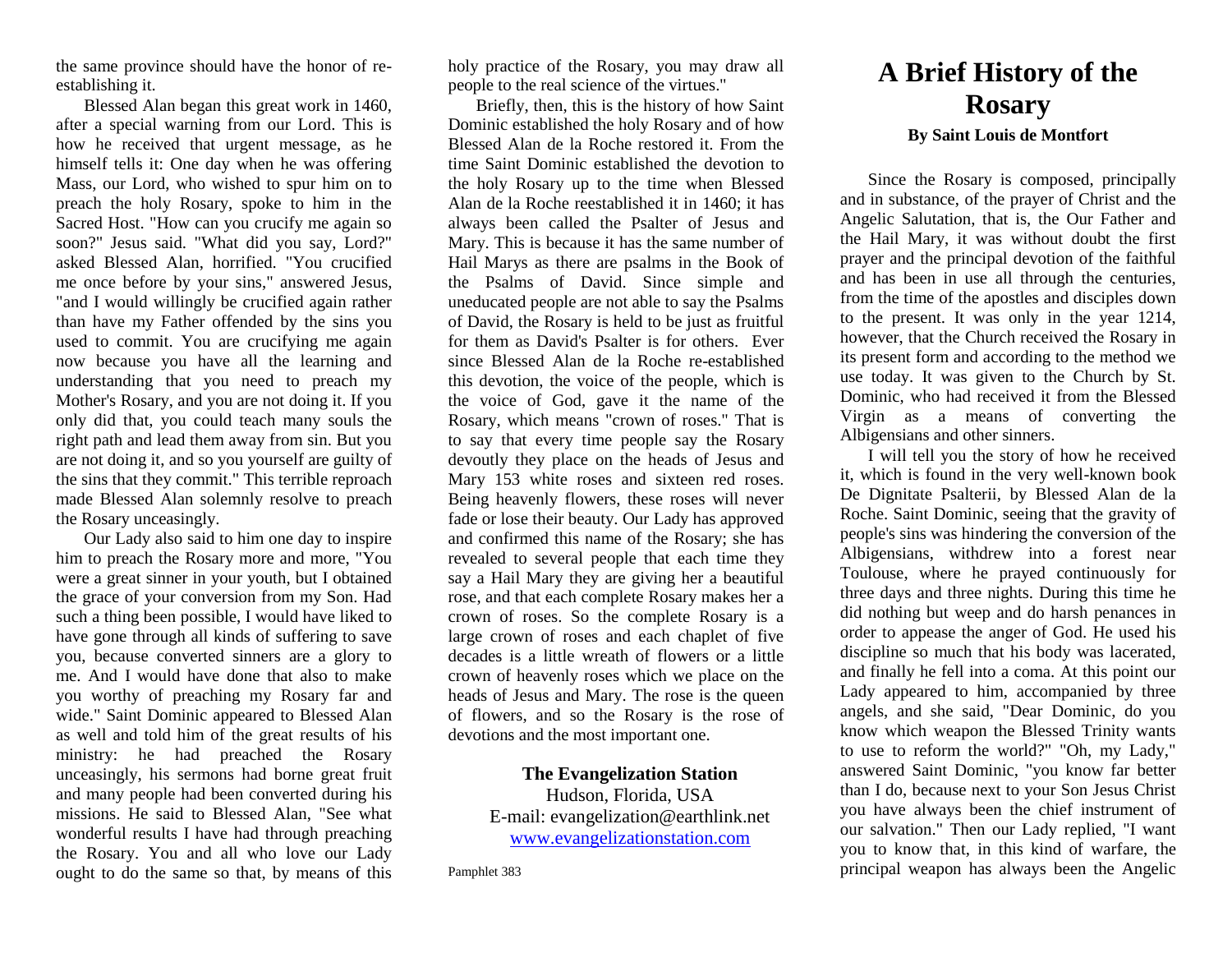the same province should have the honor of re-establishing it.

Blessed Alan began this great work in 1460, after a special warning from our Lord. This is how he received that urgent message, as he himself tells it: One day when he was offering Mass, our Lord, who wished to spur him on to preach the holy Rosary, spoke to him in the Sacred Host. "How can you crucify me again so soon?" Jesus said. "What did you say, Lord?" asked Blessed Alan, horrified. "You crucified me once before by your sins," answered Jesus, "and I would willingly be crucified again rather than have my Father offended by the sins you used to commit. You are crucifying me again now because you have all the learning and understanding that you need to preach my Mother's Rosary, and you are not doing it. If you only did that, you could teach many souls the right path and lead them away from sin. But you are not doing it, and so you yourself are guilty of the sins that they commit." This terrible reproach made Blessed Alan solemnly resolve to preach the Rosary unceasingly.

Our Lady also said to him one day to inspire him to preach the Rosary more and more, "You were a great sinner in your youth, but I obtained the grace of your conversion from my Son. Had such a thing been possible, I would have liked to have gone through all kinds of suffering to save you, because converted sinners are a glory to me. And I would have done that also to make you worthy of preaching my Rosary far and wide." Saint Dominic appeared to Blessed Alan as well and told him of the great results of his ministry: he had preached the Rosary unceasingly, his sermons had borne great fruit and many people had been converted during his missions. He said to Blessed Alan, "See what wonderful results I have had through preaching the Rosary. You and all who love our Lady ought to do the same so that, by means of this holy practice of the Rosary, you may draw all people to the real science of the virtues."

Briefly, then, this is the history of how Saint Dominic established the holy Rosary and of how Blessed Alan de la Roche restored it. From the time Saint Dominic established the devotion to the holy Rosary up to the time when Blessed Alan de la Roche reestablished it in 1460; it has always been called the Psalter of Jesus and Mary. This is because it has the same number of Hail Marys as there are psalms in the Book of the Psalms of David. Since simple and uneducated people are not able to say the Psalms of David, the Rosary is held to be just as fruitful for them as David's Psalter is for others. Ever since Blessed Alan de la Roche re-established this devotion, the voice of the people, which is the voice of God, gave it the name of the Rosary, which means "crown of roses." That is to say that every time people say the Rosary devoutly they place on the heads of Jesus and Mary 153 white roses and sixteen red roses. Being heavenly flowers, these roses will never fade or lose their beauty. Our Lady has approved and confirmed this name of the Rosary; she has revealed to several people that each time they say a Hail Mary they are giving her a beautiful rose, and that each complete Rosary makes her a crown of roses. So the complete Rosary is a large crown of roses and each chaplet of five decades is a little wreath of flowers or a little crown of heavenly roses which we place on the heads of Jesus and Mary. The rose is the queen of flowers, and so the Rosary is the rose of devotions and the most important one.

**The Evangelization Station**
Hudson, Florida, USA
E-mail: evangelization@earthlink.net
[www.evangelizationstation.com](http://www.evangelizationstation.com)

Pamphlet 383

# A Brief History of the Rosary

**By Saint Louis de Montfort**

Since the Rosary is composed, principally and in substance, of the prayer of Christ and the Angelic Salutation, that is, the Our Father and the Hail Mary, it was without doubt the first prayer and the principal devotion of the faithful and has been in use all through the centuries, from the time of the apostles and disciples down to the present. It was only in the year 1214, however, that the Church received the Rosary in its present form and according to the method we use today. It was given to the Church by St. Dominic, who had received it from the Blessed Virgin as a means of converting the Albigensians and other sinners.

I will tell you the story of how he received it, which is found in the very well-known book De Dignitate Psalterii, by Blessed Alan de la Roche. Saint Dominic, seeing that the gravity of people's sins was hindering the conversion of the Albigensians, withdrew into a forest near Toulouse, where he prayed continuously for three days and three nights. During this time he did nothing but weep and do harsh penances in order to appease the anger of God. He used his discipline so much that his body was lacerated, and finally he fell into a coma. At this point our Lady appeared to him, accompanied by three angels, and she said, "Dear Dominic, do you know which weapon the Blessed Trinity wants to use to reform the world?" "Oh, my Lady," answered Saint Dominic, "you know far better than I do, because next to your Son Jesus Christ you have always been the chief instrument of our salvation." Then our Lady replied, "I want you to know that, in this kind of warfare, the principal weapon has always been the Angelic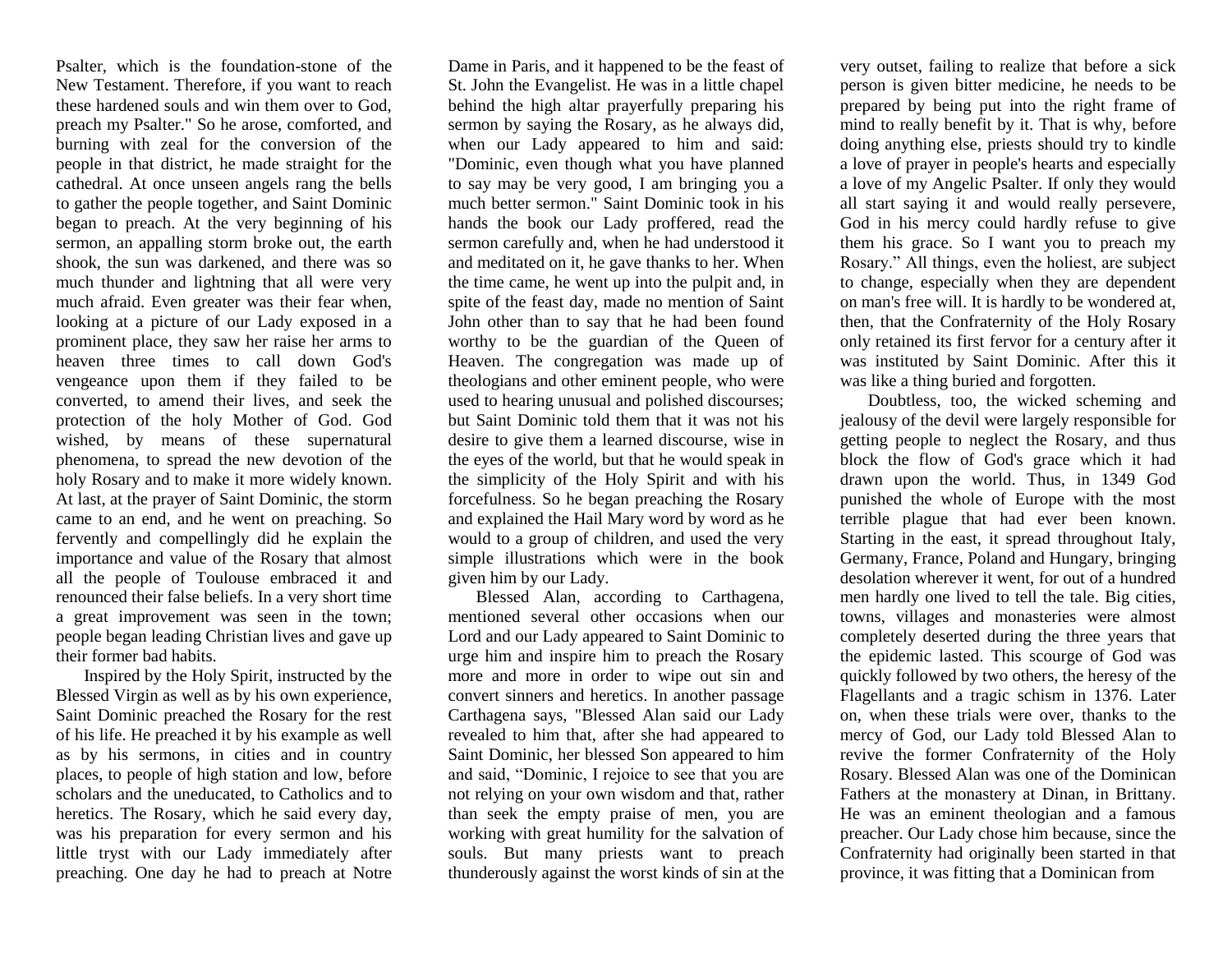Psalter, which is the foundation-stone of the New Testament. Therefore, if you want to reach these hardened souls and win them over to God, preach my Psalter." So he arose, comforted, and burning with zeal for the conversion of the people in that district, he made straight for the cathedral. At once unseen angels rang the bells to gather the people together, and Saint Dominic began to preach. At the very beginning of his sermon, an appalling storm broke out, the earth shook, the sun was darkened, and there was so much thunder and lightning that all were very much afraid. Even greater was their fear when, looking at a picture of our Lady exposed in a prominent place, they saw her raise her arms to heaven three times to call down God's vengeance upon them if they failed to be converted, to amend their lives, and seek the protection of the holy Mother of God. God wished, by means of these supernatural phenomena, to spread the new devotion of the holy Rosary and to make it more widely known. At last, at the prayer of Saint Dominic, the storm came to an end, and he went on preaching. So fervently and compellingly did he explain the importance and value of the Rosary that almost all the people of Toulouse embraced it and renounced their false beliefs. In a very short time a great improvement was seen in the town; people began leading Christian lives and gave up their former bad habits.

Inspired by the Holy Spirit, instructed by the Blessed Virgin as well as by his own experience, Saint Dominic preached the Rosary for the rest of his life. He preached it by his example as well as by his sermons, in cities and in country places, to people of high station and low, before scholars and the uneducated, to Catholics and to heretics. The Rosary, which he said every day, was his preparation for every sermon and his little tryst with our Lady immediately after preaching. One day he had to preach at Notre Dame in Paris, and it happened to be the feast of St. John the Evangelist. He was in a little chapel behind the high altar prayerfully preparing his sermon by saying the Rosary, as he always did, when our Lady appeared to him and said: "Dominic, even though what you have planned to say may be very good, I am bringing you a much better sermon." Saint Dominic took in his hands the book our Lady proffered, read the sermon carefully and, when he had understood it and meditated on it, he gave thanks to her. When the time came, he went up into the pulpit and, in spite of the feast day, made no mention of Saint John other than to say that he had been found worthy to be the guardian of the Queen of Heaven. The congregation was made up of theologians and other eminent people, who were used to hearing unusual and polished discourses; but Saint Dominic told them that it was not his desire to give them a learned discourse, wise in the eyes of the world, but that he would speak in the simplicity of the Holy Spirit and with his forcefulness. So he began preaching the Rosary and explained the Hail Mary word by word as he would to a group of children, and used the very simple illustrations which were in the book given him by our Lady.

Blessed Alan, according to Carthagena, mentioned several other occasions when our Lord and our Lady appeared to Saint Dominic to urge him and inspire him to preach the Rosary more and more in order to wipe out sin and convert sinners and heretics. In another passage Carthagena says, "Blessed Alan said our Lady revealed to him that, after she had appeared to Saint Dominic, her blessed Son appeared to him and said, "Dominic, I rejoice to see that you are not relying on your own wisdom and that, rather than seek the empty praise of men, you are working with great humility for the salvation of souls. But many priests want to preach thunderously against the worst kinds of sin at the very outset, failing to realize that before a sick person is given bitter medicine, he needs to be prepared by being put into the right frame of mind to really benefit by it. That is why, before doing anything else, priests should try to kindle a love of prayer in people's hearts and especially a love of my Angelic Psalter. If only they would all start saying it and would really persevere, God in his mercy could hardly refuse to give them his grace. So I want you to preach my Rosary." All things, even the holiest, are subject to change, especially when they are dependent on man's free will. It is hardly to be wondered at, then, that the Confraternity of the Holy Rosary only retained its first fervor for a century after it was instituted by Saint Dominic. After this it was like a thing buried and forgotten.

Doubtless, too, the wicked scheming and jealousy of the devil were largely responsible for getting people to neglect the Rosary, and thus block the flow of God's grace which it had drawn upon the world. Thus, in 1349 God punished the whole of Europe with the most terrible plague that had ever been known. Starting in the east, it spread throughout Italy, Germany, France, Poland and Hungary, bringing desolation wherever it went, for out of a hundred men hardly one lived to tell the tale. Big cities, towns, villages and monasteries were almost completely deserted during the three years that the epidemic lasted. This scourge of God was quickly followed by two others, the heresy of the Flagellants and a tragic schism in 1376. Later on, when these trials were over, thanks to the mercy of God, our Lady told Blessed Alan to revive the former Confraternity of the Holy Rosary. Blessed Alan was one of the Dominican Fathers at the monastery at Dinan, in Brittany. He was an eminent theologian and a famous preacher. Our Lady chose him because, since the Confraternity had originally been started in that province, it was fitting that a Dominican from